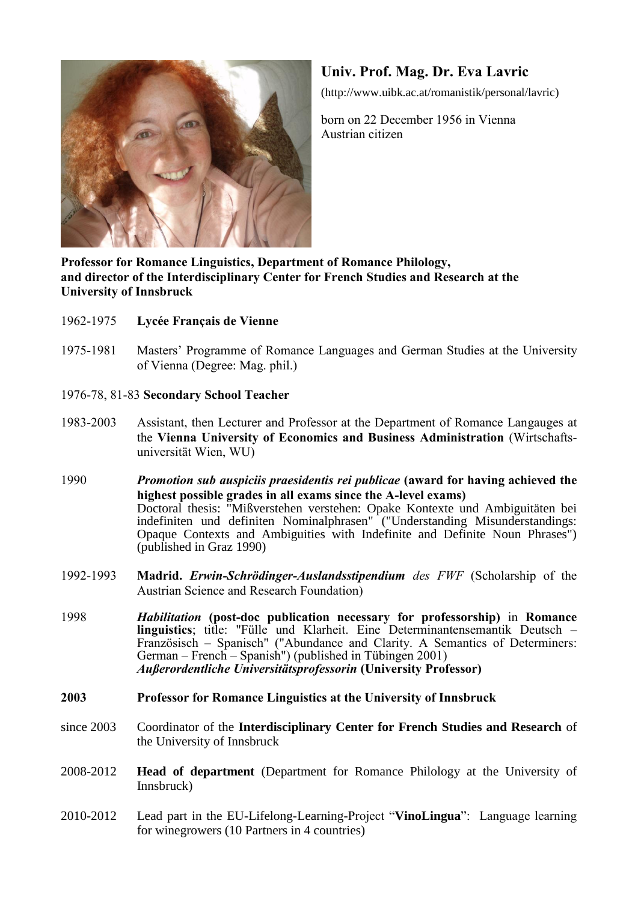# Univ. Prof. Mag. Dr. Eva Lavric

(http://www.uibk.ac.at/romanistik/personal/lavric)

born on 22 December 1956 in Vienna
Austrian citizen

**Professor for Romance Linguistics, Department of Romance Philology, and director of the Interdisciplinary Center for French Studies and Research at the University of Innsbruck**

1962-1975 **Lycée Français de Vienne**

1975-1981 Masters' Programme of Romance Languages and German Studies at the University of Vienna (Degree: Mag. phil.)

1976-78, 81-83 **Secondary School Teacher**

1983-2003 Assistant, then Lecturer and Professor at the Department of Romance Langauges at the **Vienna University of Economics and Business Administration** (Wirtschaftsuniversität Wien, WU)

1990 ***Promotion sub auspiciis praesidentis rei publicae*** **(award for having achieved the highest possible grades in all exams since the A-level exams)**
Doctoral thesis: "Mißverstehen verstehen: Opake Kontexte und Ambiguitäten bei indefiniten und definiten Nominalphrasen" ("Understanding Misunderstandings: Opaque Contexts and Ambiguities with Indefinite and Definite Noun Phrases") (published in Graz 1990)

1992-1993 **Madrid.** ***Erwin-Schrödinger-Auslandsstipendium*** *des FWF* (Scholarship of the Austrian Science and Research Foundation)

1998 ***Habilitation*** **(post-doc publication necessary for professorship)** in **Romance linguistics**; title: "Fülle und Klarheit. Eine Determinantensemantik Deutsch – Französisch – Spanisch" ("Abundance and Clarity. A Semantics of Determiners: German – French – Spanish") (published in Tübingen 2001)
***Außerordentliche Universitätsprofessorin*** **(University Professor)**

**2003** **Professor for Romance Linguistics at the University of Innsbruck**

since 2003 Coordinator of the **Interdisciplinary Center for French Studies and Research** of the University of Innsbruck

2008-2012 **Head of department** (Department for Romance Philology at the University of Innsbruck)

2010-2012 Lead part in the EU-Lifelong-Learning-Project "**VinoLingua**": Language learning for winegrowers (10 Partners in 4 countries)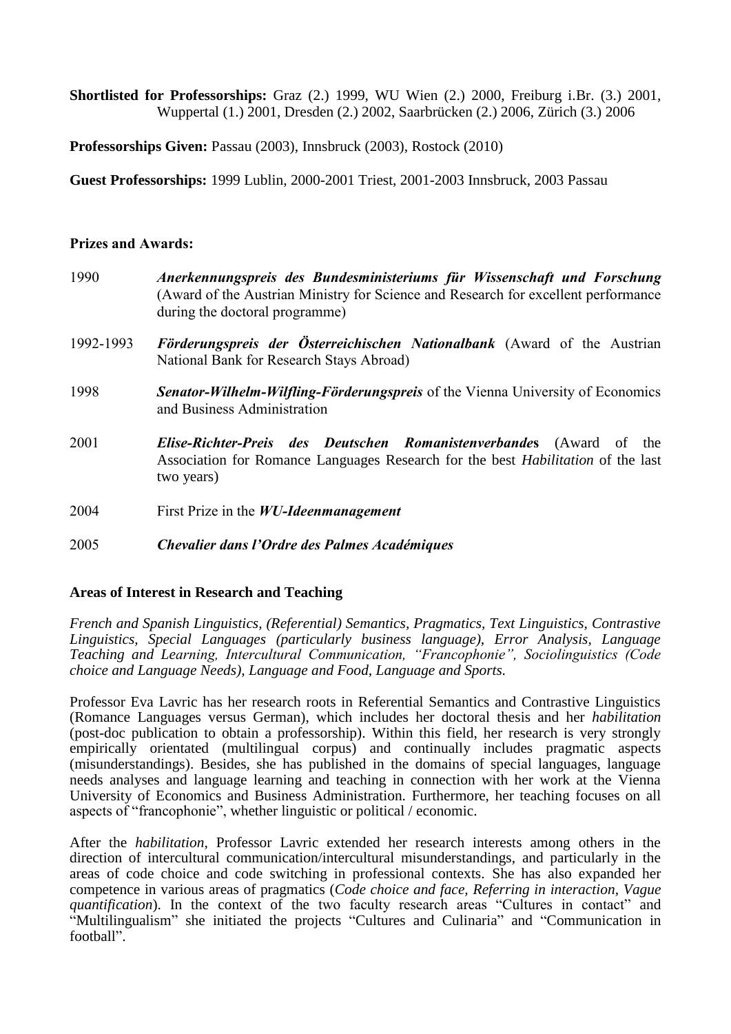**Shortlisted for Professorships:** Graz (2.) 1999, WU Wien (2.) 2000, Freiburg i.Br. (3.) 2001, Wuppertal (1.) 2001, Dresden (2.) 2002, Saarbrücken (2.) 2006, Zürich (3.) 2006

**Professorships Given:** Passau (2003), Innsbruck (2003), Rostock (2010)

**Guest Professorships:** 1999 Lublin, 2000-2001 Triest, 2001-2003 Innsbruck, 2003 Passau

**Prizes and Awards:**

| | |
|---|---|
| 1990 | ***Anerkennungspreis des Bundesministeriums für Wissenschaft und Forschung*** (Award of the Austrian Ministry for Science and Research for excellent performance during the doctoral programme) |
| 1992-1993 | ***Förderungspreis der Österreichischen Nationalbank*** (Award of the Austrian National Bank for Research Stays Abroad) |
| 1998 | ***Senator-Wilhelm-Wilfling-Förderungspreis*** of the Vienna University of Economics and Business Administration |
| 2001 | ***Elise-Richter-Preis des Deutschen Romanistenverbande*s** (Award of the Association for Romance Languages Research for the best *Habilitation* of the last two years) |
| 2004 | First Prize in the ***WU-Ideenmanagement*** |
| 2005 | ***Chevalier dans l'Ordre des Palmes Académiques*** |

**Areas of Interest in Research and Teaching**

*French and Spanish Linguistics, (Referential) Semantics, Pragmatics, Text Linguistics, Contrastive Linguistics, Special Languages (particularly business language), Error Analysis, Language Teaching and Learning, Intercultural Communication, "Francophonie", Sociolinguistics (Code choice and Language Needs), Language and Food, Language and Sports.*

Professor Eva Lavric has her research roots in Referential Semantics and Contrastive Linguistics (Romance Languages versus German), which includes her doctoral thesis and her *habilitation* (post-doc publication to obtain a professorship). Within this field, her research is very strongly empirically orientated (multilingual corpus) and continually includes pragmatic aspects (misunderstandings). Besides, she has published in the domains of special languages, language needs analyses and language learning and teaching in connection with her work at the Vienna University of Economics and Business Administration. Furthermore, her teaching focuses on all aspects of "francophonie", whether linguistic or political / economic.

After the *habilitation*, Professor Lavric extended her research interests among others in the direction of intercultural communication/intercultural misunderstandings, and particularly in the areas of code choice and code switching in professional contexts. She has also expanded her competence in various areas of pragmatics (*Code choice and face, Referring in interaction, Vague quantification*). In the context of the two faculty research areas "Cultures in contact" and "Multilingualism" she initiated the projects "Cultures and Culinaria" and "Communication in football".